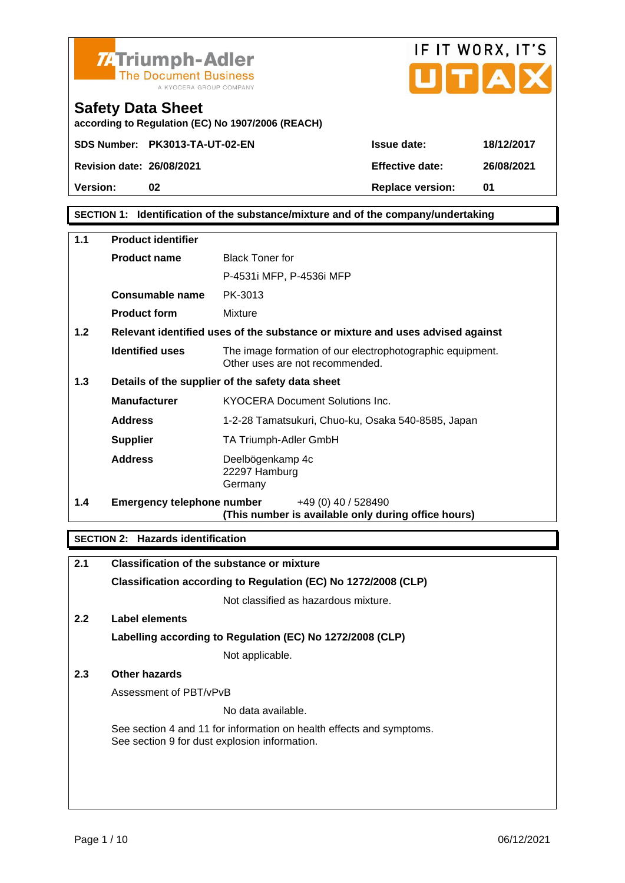**Triumph-Adler**
The Document Business
A KYOCERA GROUP COMPANY

IF IT WORX, IT'S UTAX

# Safety Data Sheet

**according to Regulation (EC) No 1907/2006 (REACH)**

| | | | |
|---|---|---|---|
| **SDS Number:** | **PK3013-TA-UT-02-EN** | **Issue date:** | **18/12/2017** |
| **Revision date:** | **26/08/2021** | **Effective date:** | **26/08/2021** |
| **Version:** | **02** | **Replace version:** | **01** |

## SECTION 1: Identification of the substance/mixture and of the company/undertaking

### 1.1 Product identifier

| | |
|---|---|
| **Product name** | Black Toner for P-4531i MFP, P-4536i MFP |
| **Consumable name** | PK-3013 |
| **Product form** | Mixture |

### 1.2 Relevant identified uses of the substance or mixture and uses advised against

| | |
|---|---|
| **Identified uses** | The image formation of our electrophotographic equipment. Other uses are not recommended. |

### 1.3 Details of the supplier of the safety data sheet

| | |
|---|---|
| **Manufacturer** | KYOCERA Document Solutions Inc. |
| **Address** | 1-2-28 Tamatsukuri, Chuo-ku, Osaka 540-8585, Japan |
| **Supplier** | TA Triumph-Adler GmbH |
| **Address** | Deelbögenkamp 4c<br>22297 Hamburg<br>Germany |

### 1.4 Emergency telephone number

+49 (0) 40 / 528490
**(This number is available only during office hours)**

## SECTION 2: Hazards identification

### 2.1 Classification of the substance or mixture

**Classification according to Regulation (EC) No 1272/2008 (CLP)**

Not classified as hazardous mixture.

### 2.2 Label elements

**Labelling according to Regulation (EC) No 1272/2008 (CLP)**

Not applicable.

### 2.3 Other hazards

Assessment of PBT/vPvB

No data available.

See section 4 and 11 for information on health effects and symptoms.
See section 9 for dust explosion information.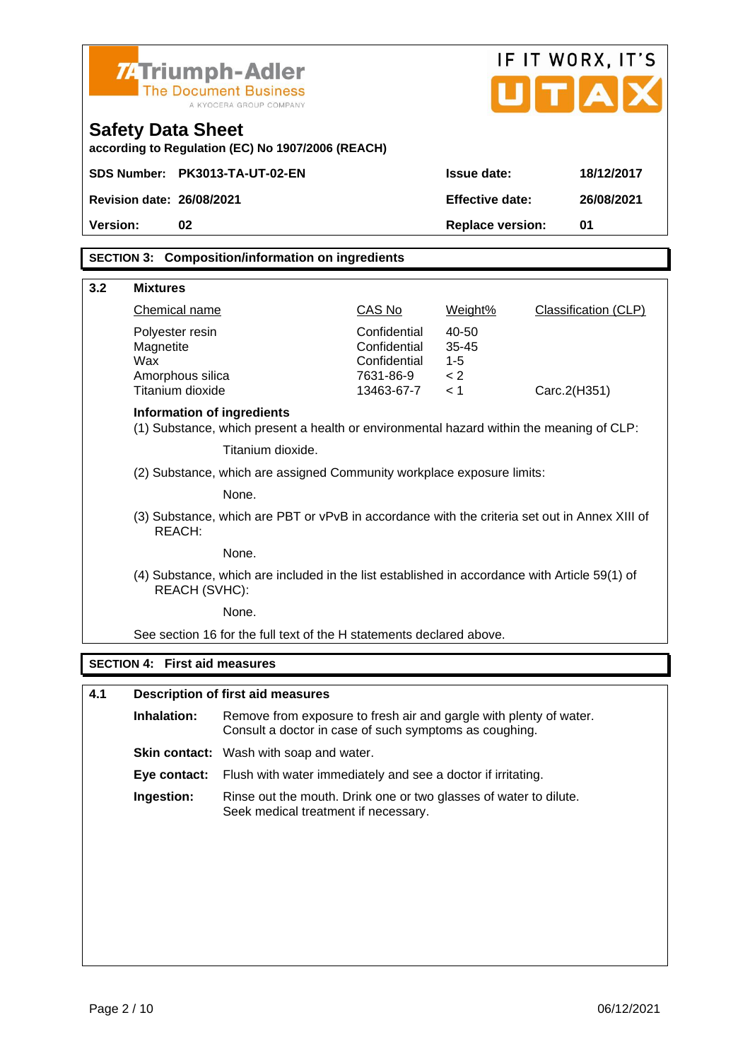## SECTION 3: Composition/information on ingredients

### 3.2 Mixtures

| Chemical name | CAS No | Weight% | Classification (CLP) |
|---|---|---|---|
| Polyester resin | Confidential | 40-50 | |
| Magnetite | Confidential | 35-45 | |
| Wax | Confidential | 1-5 | |
| Amorphous silica | 7631-86-9 | < 2 | |
| Titanium dioxide | 13463-67-7 | < 1 | Carc.2(H351) |

**Information of ingredients**

(1) Substance, which present a health or environmental hazard within the meaning of CLP:

Titanium dioxide.

(2) Substance, which are assigned Community workplace exposure limits:

None.

(3) Substance, which are PBT or vPvB in accordance with the criteria set out in Annex XIII of REACH:

None.

(4) Substance, which are included in the list established in accordance with Article 59(1) of REACH (SVHC):

None.

See section 16 for the full text of the H statements declared above.

## SECTION 4: First aid measures

### 4.1 Description of first aid measures

**Inhalation:** Remove from exposure to fresh air and gargle with plenty of water. Consult a doctor in case of such symptoms as coughing.

**Skin contact:** Wash with soap and water.

**Eye contact:** Flush with water immediately and see a doctor if irritating.

**Ingestion:** Rinse out the mouth. Drink one or two glasses of water to dilute. Seek medical treatment if necessary.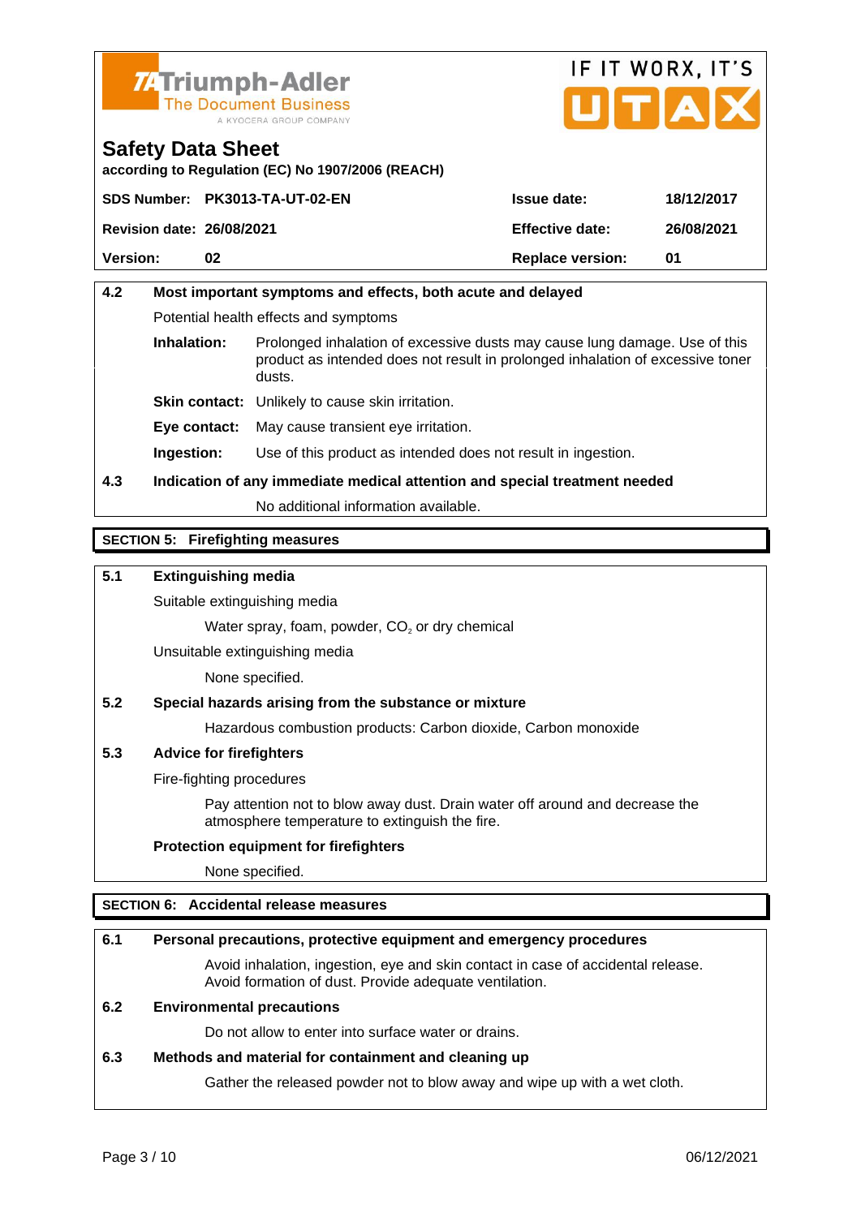**Triumph-Adler** The Document Business — A KYOCERA GROUP COMPANY | IF IT WORX, IT'S UTAX

# Safety Data Sheet

**according to Regulation (EC) No 1907/2006 (REACH)**

| **SDS Number:** | **PK3013-TA-UT-02-EN** | **Issue date:** | **18/12/2017** |
|---|---|---|---|
| **Revision date:** | **26/08/2021** | **Effective date:** | **26/08/2021** |
| **Version:** | **02** | **Replace version:** | **01** |

### 4.2 Most important symptoms and effects, both acute and delayed

Potential health effects and symptoms

**Inhalation:** Prolonged inhalation of excessive dusts may cause lung damage. Use of this product as intended does not result in prolonged inhalation of excessive toner dusts.

**Skin contact:** Unlikely to cause skin irritation.

**Eye contact:** May cause transient eye irritation.

**Ingestion:** Use of this product as intended does not result in ingestion.

### 4.3 Indication of any immediate medical attention and special treatment needed

No additional information available.

## SECTION 5: Firefighting measures

### 5.1 Extinguishing media

Suitable extinguishing media

Water spray, foam, powder, $CO_2$ or dry chemical

Unsuitable extinguishing media

None specified.

### 5.2 Special hazards arising from the substance or mixture

Hazardous combustion products: Carbon dioxide, Carbon monoxide

### 5.3 Advice for firefighters

Fire-fighting procedures

Pay attention not to blow away dust. Drain water off around and decrease the atmosphere temperature to extinguish the fire.

**Protection equipment for firefighters**

None specified.

## SECTION 6: Accidental release measures

### 6.1 Personal precautions, protective equipment and emergency procedures

Avoid inhalation, ingestion, eye and skin contact in case of accidental release. Avoid formation of dust. Provide adequate ventilation.

### 6.2 Environmental precautions

Do not allow to enter into surface water or drains.

### 6.3 Methods and material for containment and cleaning up

Gather the released powder not to blow away and wipe up with a wet cloth.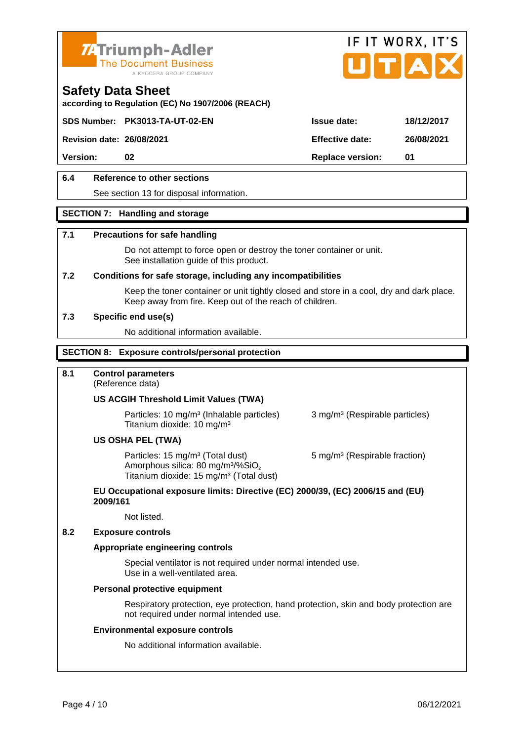# Safety Data Sheet

according to Regulation (EC) No 1907/2006 (REACH)

| SDS Number: | PK3013-TA-UT-02-EN | Issue date: | 18/12/2017 |
|---|---|---|---|
| Revision date: | 26/08/2021 | Effective date: | 26/08/2021 |
| Version: | 02 | Replace version: | 01 |

### 6.4 Reference to other sections

See section 13 for disposal information.

## SECTION 7: Handling and storage

### 7.1 Precautions for safe handling

Do not attempt to force open or destroy the toner container or unit.
See installation guide of this product.

### 7.2 Conditions for safe storage, including any incompatibilities

Keep the toner container or unit tightly closed and store in a cool, dry and dark place.
Keep away from fire. Keep out of the reach of children.

### 7.3 Specific end use(s)

No additional information available.

## SECTION 8: Exposure controls/personal protection

### 8.1 Control parameters

(Reference data)

**US ACGIH Threshold Limit Values (TWA)**

Particles: 10 mg/m³ (Inhalable particles) 3 mg/m³ (Respirable particles)
Titanium dioxide: 10 mg/m³

**US OSHA PEL (TWA)**

Particles: 15 mg/m³ (Total dust) 5 mg/m³ (Respirable fraction)
Amorphous silica: 80 mg/m³/%$SiO_2$
Titanium dioxide: 15 mg/m³ (Total dust)

**EU Occupational exposure limits: Directive (EC) 2000/39, (EC) 2006/15 and (EU) 2009/161**

Not listed.

### 8.2 Exposure controls

**Appropriate engineering controls**

Special ventilator is not required under normal intended use.
Use in a well-ventilated area.

**Personal protective equipment**

Respiratory protection, eye protection, hand protection, skin and body protection are not required under normal intended use.

**Environmental exposure controls**

No additional information available.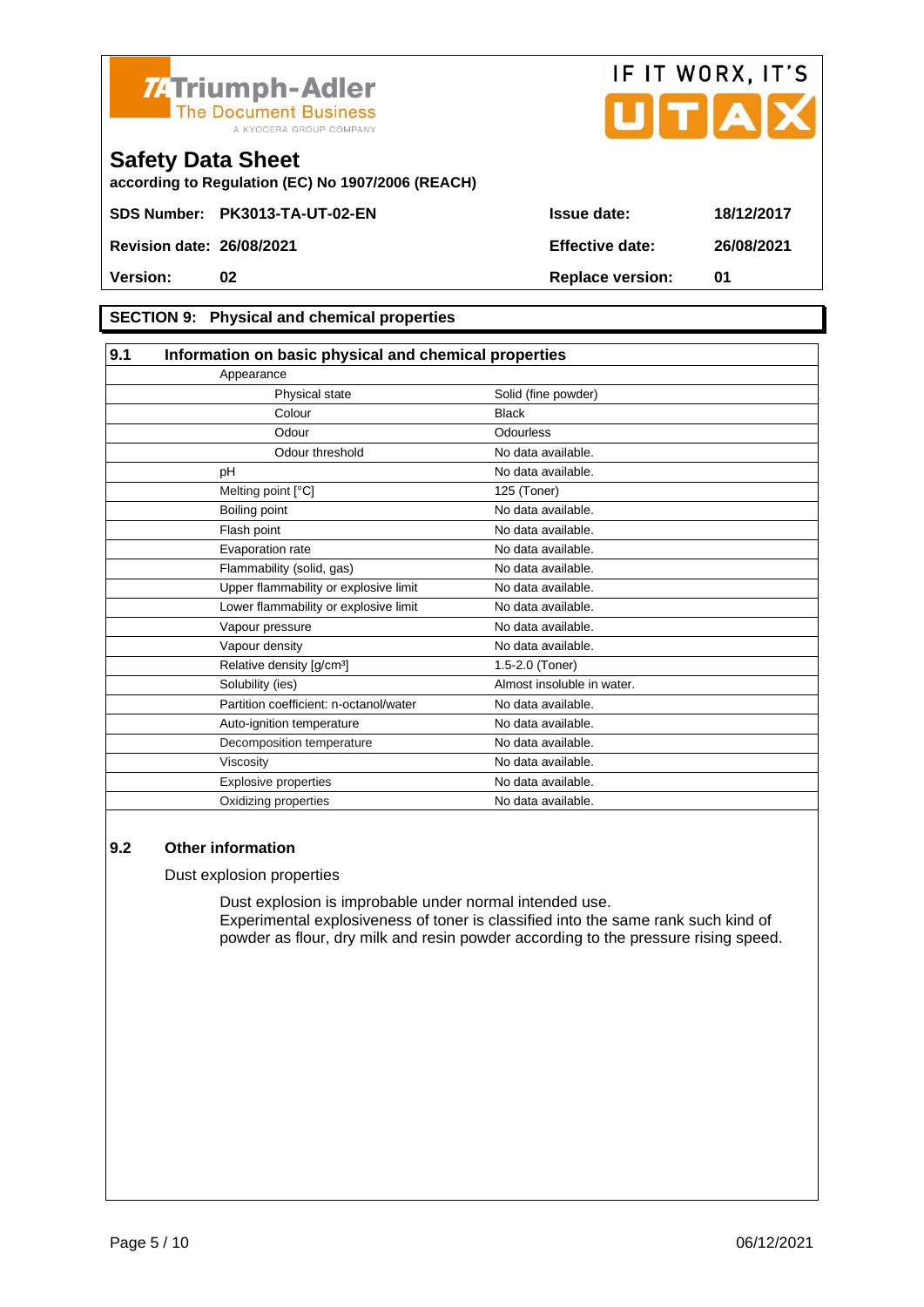## SECTION 9: Physical and chemical properties

### 9.1 Information on basic physical and chemical properties

| Property | Value |
|---|---|
| Appearance | |
| Physical state | Solid (fine powder) |
| Colour | Black |
| Odour | Odourless |
| Odour threshold | No data available. |
| pH | No data available. |
| Melting point [°C] | 125 (Toner) |
| Boiling point | No data available. |
| Flash point | No data available. |
| Evaporation rate | No data available. |
| Flammability (solid, gas) | No data available. |
| Upper flammability or explosive limit | No data available. |
| Lower flammability or explosive limit | No data available. |
| Vapour pressure | No data available. |
| Vapour density | No data available. |
| Relative density [g/cm³] | 1.5-2.0 (Toner) |
| Solubility (ies) | Almost insoluble in water. |
| Partition coefficient: n-octanol/water | No data available. |
| Auto-ignition temperature | No data available. |
| Decomposition temperature | No data available. |
| Viscosity | No data available. |
| Explosive properties | No data available. |
| Oxidizing properties | No data available. |

### 9.2 Other information

Dust explosion properties

Dust explosion is improbable under normal intended use.
Experimental explosiveness of toner is classified into the same rank such kind of powder as flour, dry milk and resin powder according to the pressure rising speed.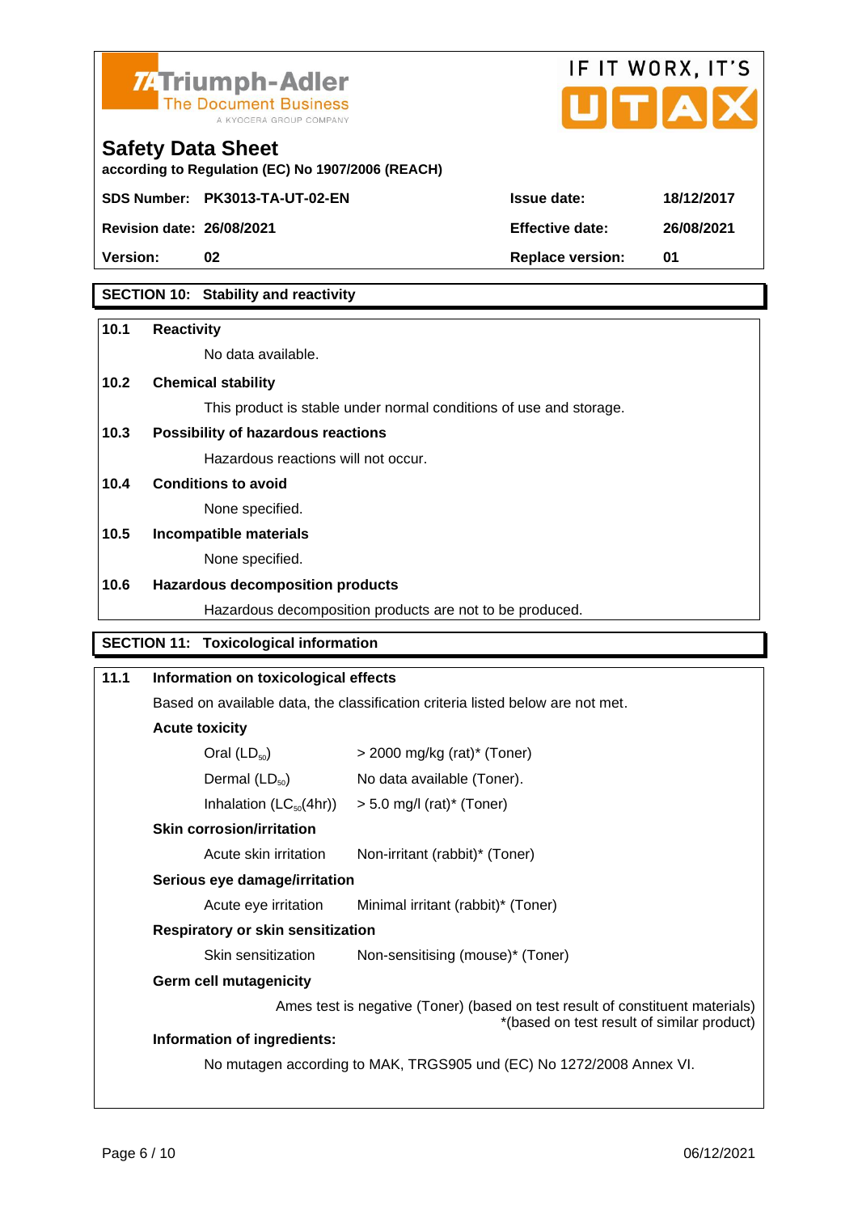## SECTION 10: Stability and reactivity

### 10.1 Reactivity

No data available.

### 10.2 Chemical stability

This product is stable under normal conditions of use and storage.

### 10.3 Possibility of hazardous reactions

Hazardous reactions will not occur.

### 10.4 Conditions to avoid

None specified.

### 10.5 Incompatible materials

None specified.

### 10.6 Hazardous decomposition products

Hazardous decomposition products are not to be produced.

## SECTION 11: Toxicological information

### 11.1 Information on toxicological effects

Based on available data, the classification criteria listed below are not met.

**Acute toxicity**

| | |
|---|---|
| Oral ($LD_{50}$) | > 2000 mg/kg (rat)* (Toner) |
| Dermal ($LD_{50}$) | No data available (Toner). |
| Inhalation ($LC_{50}$(4hr)) | > 5.0 mg/l (rat)* (Toner) |

**Skin corrosion/irritation**

| | |
|---|---|
| Acute skin irritation | Non-irritant (rabbit)* (Toner) |

**Serious eye damage/irritation**

| | |
|---|---|
| Acute eye irritation | Minimal irritant (rabbit)* (Toner) |

**Respiratory or skin sensitization**

| | |
|---|---|
| Skin sensitization | Non-sensitising (mouse)* (Toner) |

**Germ cell mutagenicity**

Ames test is negative (Toner) (based on test result of constituent materials)

*(based on test result of similar product)

**Information of ingredients:**

No mutagen according to MAK, TRGS905 und (EC) No 1272/2008 Annex VI.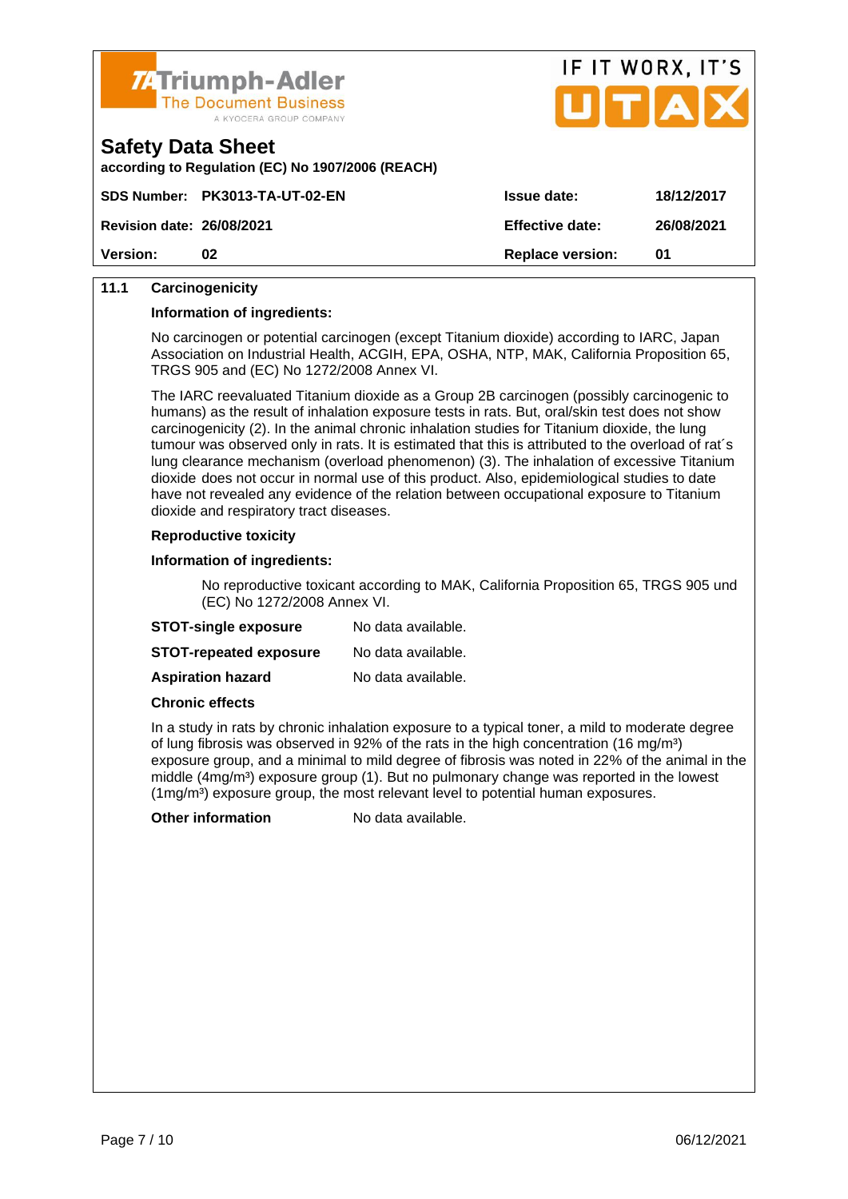# Safety Data Sheet

according to Regulation (EC) No 1907/2006 (REACH)

| SDS Number: PK3013-TA-UT-02-EN | Issue date: | 18/12/2017 |
| --- | --- | --- |
| Revision date: 26/08/2021 | Effective date: | 26/08/2021 |
| Version: 02 | Replace version: | 01 |

## 11.1 Carcinogenicity

**Information of ingredients:**

No carcinogen or potential carcinogen (except Titanium dioxide) according to IARC, Japan Association on Industrial Health, ACGIH, EPA, OSHA, NTP, MAK, California Proposition 65, TRGS 905 and (EC) No 1272/2008 Annex VI.

The IARC reevaluated Titanium dioxide as a Group 2B carcinogen (possibly carcinogenic to humans) as the result of inhalation exposure tests in rats. But, oral/skin test does not show carcinogenicity (2). In the animal chronic inhalation studies for Titanium dioxide, the lung tumour was observed only in rats. It is estimated that this is attributed to the overload of rat´s lung clearance mechanism (overload phenomenon) (3). The inhalation of excessive Titanium dioxide does not occur in normal use of this product. Also, epidemiological studies to date have not revealed any evidence of the relation between occupational exposure to Titanium dioxide and respiratory tract diseases.

**Reproductive toxicity**

**Information of ingredients:**

No reproductive toxicant according to MAK, California Proposition 65, TRGS 905 und (EC) No 1272/2008 Annex VI.

**STOT-single exposure** No data available.

**STOT-repeated exposure** No data available.

**Aspiration hazard** No data available.

**Chronic effects**

In a study in rats by chronic inhalation exposure to a typical toner, a mild to moderate degree of lung fibrosis was observed in 92% of the rats in the high concentration (16 $mg/m^3$) exposure group, and a minimal to mild degree of fibrosis was noted in 22% of the animal in the middle (4$mg/m^3$) exposure group (1). But no pulmonary change was reported in the lowest (1$mg/m^3$) exposure group, the most relevant level to potential human exposures.

**Other information** No data available.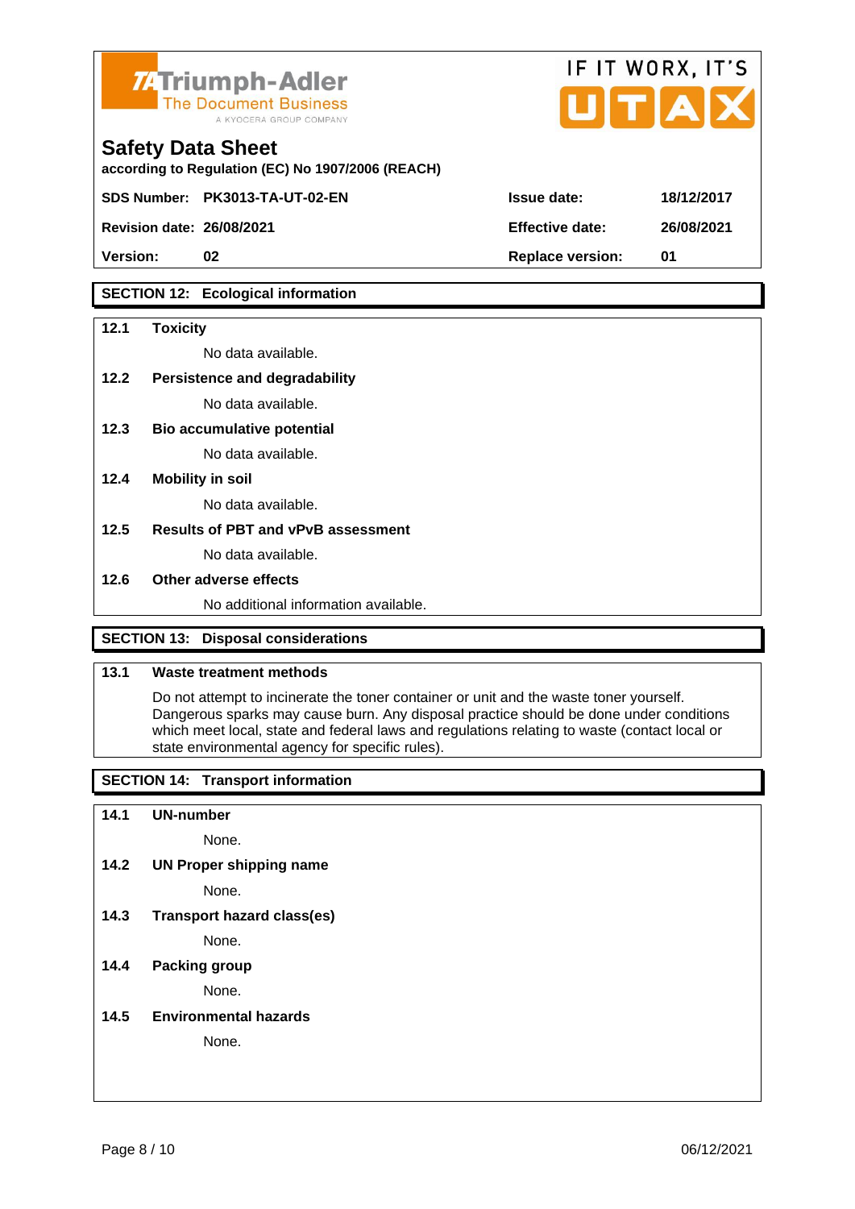**Safety Data Sheet**
according to Regulation (EC) No 1907/2006 (REACH)

| | | | |
|---|---|---|---|
| **SDS Number:** | **PK3013-TA-UT-02-EN** | **Issue date:** | **18/12/2017** |
| **Revision date:** | **26/08/2021** | **Effective date:** | **26/08/2021** |
| **Version:** | **02** | **Replace version:** | **01** |

## SECTION 12: Ecological information

### 12.1 Toxicity

No data available.

### 12.2 Persistence and degradability

No data available.

### 12.3 Bio accumulative potential

No data available.

### 12.4 Mobility in soil

No data available.

### 12.5 Results of PBT and vPvB assessment

No data available.

### 12.6 Other adverse effects

No additional information available.

## SECTION 13: Disposal considerations

### 13.1 Waste treatment methods

Do not attempt to incinerate the toner container or unit and the waste toner yourself. Dangerous sparks may cause burn. Any disposal practice should be done under conditions which meet local, state and federal laws and regulations relating to waste (contact local or state environmental agency for specific rules).

## SECTION 14: Transport information

### 14.1 UN-number

None.

### 14.2 UN Proper shipping name

None.

### 14.3 Transport hazard class(es)

None.

### 14.4 Packing group

None.

### 14.5 Environmental hazards

None.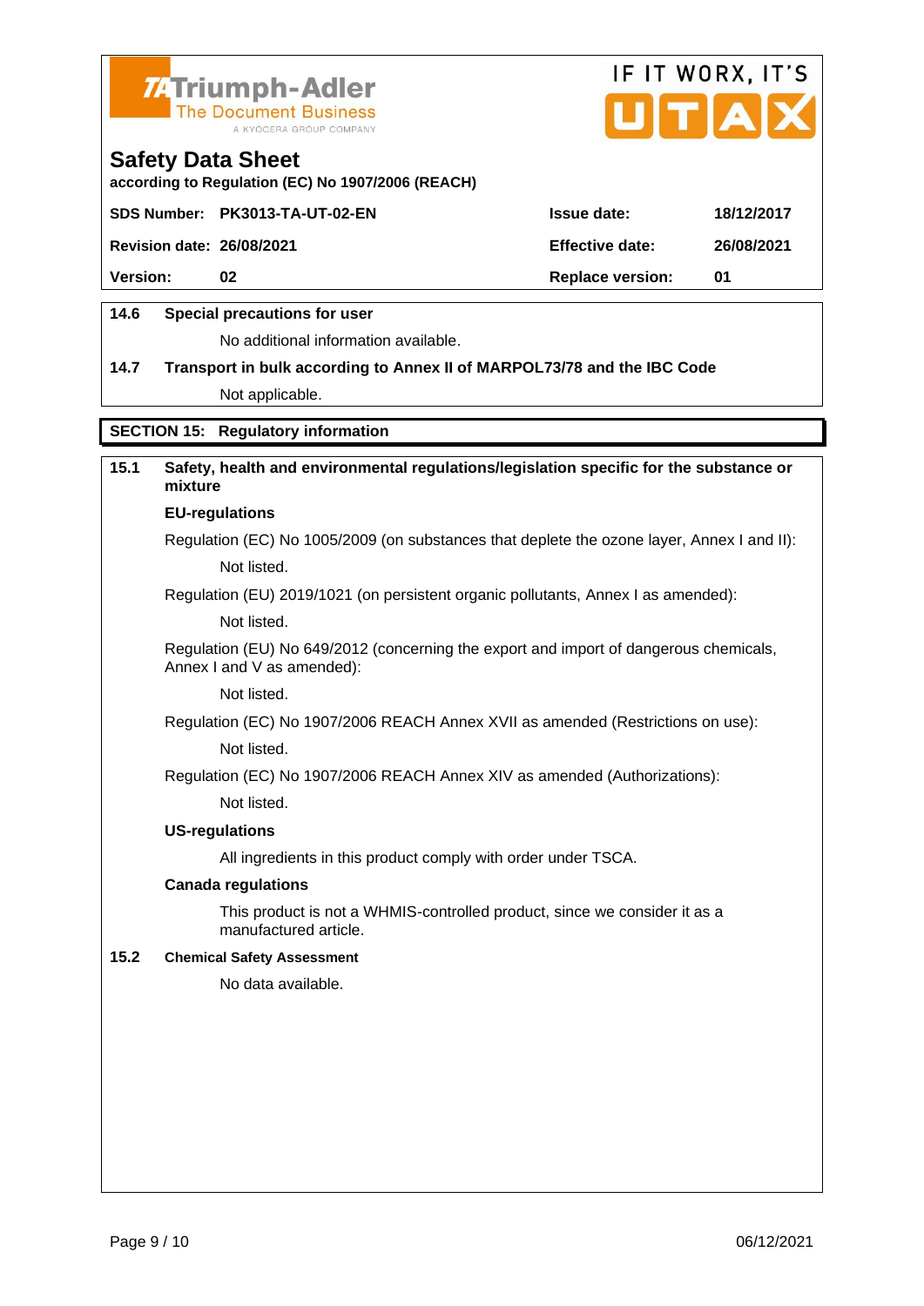**Safety Data Sheet**

according to Regulation (EC) No 1907/2006 (REACH)

| SDS Number: | PK3013-TA-UT-02-EN | Issue date: | 18/12/2017 |
|---|---|---|---|
| Revision date: | 26/08/2021 | Effective date: | 26/08/2021 |
| Version: | 02 | Replace version: | 01 |

**14.6 Special precautions for user**

No additional information available.

**14.7 Transport in bulk according to Annex II of MARPOL73/78 and the IBC Code**

Not applicable.

## SECTION 15: Regulatory information

**15.1 Safety, health and environmental regulations/legislation specific for the substance or mixture**

**EU-regulations**

Regulation (EC) No 1005/2009 (on substances that deplete the ozone layer, Annex I and II):

Not listed.

Regulation (EU) 2019/1021 (on persistent organic pollutants, Annex I as amended):

Not listed.

Regulation (EU) No 649/2012 (concerning the export and import of dangerous chemicals, Annex I and V as amended):

Not listed.

Regulation (EC) No 1907/2006 REACH Annex XVII as amended (Restrictions on use):

Not listed.

Regulation (EC) No 1907/2006 REACH Annex XIV as amended (Authorizations):

Not listed.

**US-regulations**

All ingredients in this product comply with order under TSCA.

**Canada regulations**

This product is not a WHMIS-controlled product, since we consider it as a manufactured article.

**15.2 Chemical Safety Assessment**

No data available.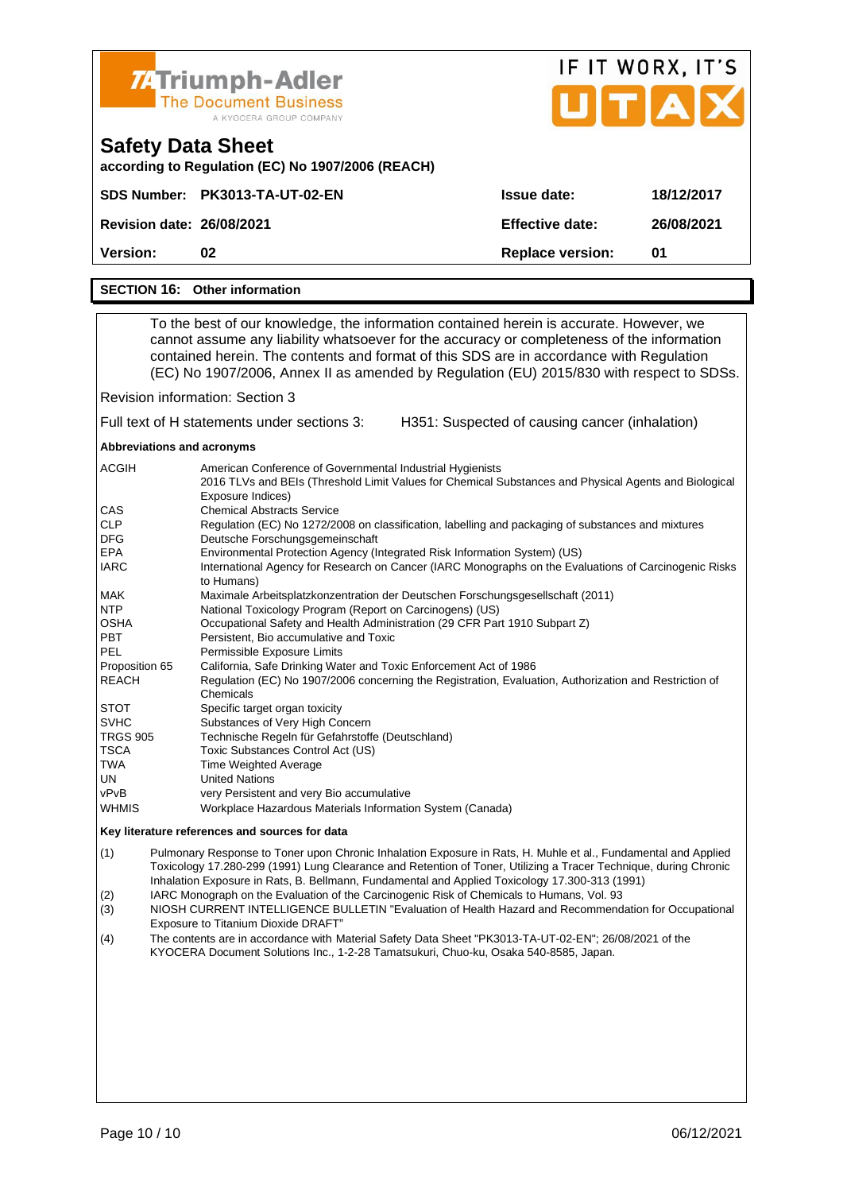## SECTION 16: Other information

To the best of our knowledge, the information contained herein is accurate. However, we cannot assume any liability whatsoever for the accuracy or completeness of the information contained herein. The contents and format of this SDS are in accordance with Regulation (EC) No 1907/2006, Annex II as amended by Regulation (EU) 2015/830 with respect to SDSs.

Revision information: Section 3

Full text of H statements under sections 3: H351: Suspected of causing cancer (inhalation)

**Abbreviations and acronyms**

| | |
|---|---|
| ACGIH | American Conference of Governmental Industrial Hygienists<br>2016 TLVs and BEIs (Threshold Limit Values for Chemical Substances and Physical Agents and Biological Exposure Indices) |
| CAS | Chemical Abstracts Service |
| CLP | Regulation (EC) No 1272/2008 on classification, labelling and packaging of substances and mixtures |
| DFG | Deutsche Forschungsgemeinschaft |
| EPA | Environmental Protection Agency (Integrated Risk Information System) (US) |
| IARC | International Agency for Research on Cancer (IARC Monographs on the Evaluations of Carcinogenic Risks to Humans) |
| MAK | Maximale Arbeitsplatzkonzentration der Deutschen Forschungsgesellschaft (2011) |
| NTP | National Toxicology Program (Report on Carcinogens) (US) |
| OSHA | Occupational Safety and Health Administration (29 CFR Part 1910 Subpart Z) |
| PBT | Persistent, Bio accumulative and Toxic |
| PEL | Permissible Exposure Limits |
| Proposition 65 | California, Safe Drinking Water and Toxic Enforcement Act of 1986 |
| REACH | Regulation (EC) No 1907/2006 concerning the Registration, Evaluation, Authorization and Restriction of Chemicals |
| STOT | Specific target organ toxicity |
| SVHC | Substances of Very High Concern |
| TRGS 905 | Technische Regeln für Gefahrstoffe (Deutschland) |
| TSCA | Toxic Substances Control Act (US) |
| TWA | Time Weighted Average |
| UN | United Nations |
| vPvB | very Persistent and very Bio accumulative |
| WHMIS | Workplace Hazardous Materials Information System (Canada) |

**Key literature references and sources for data**

(1) Pulmonary Response to Toner upon Chronic Inhalation Exposure in Rats, H. Muhle et al., Fundamental and Applied Toxicology 17.280-299 (1991) Lung Clearance and Retention of Toner, Utilizing a Tracer Technique, during Chronic Inhalation Exposure in Rats, B. Bellmann, Fundamental and Applied Toxicology 17.300-313 (1991)

(2) IARC Monograph on the Evaluation of the Carcinogenic Risk of Chemicals to Humans, Vol. 93

(3) NIOSH CURRENT INTELLIGENCE BULLETIN "Evaluation of Health Hazard and Recommendation for Occupational Exposure to Titanium Dioxide DRAFT"

(4) The contents are in accordance with Material Safety Data Sheet "PK3013-TA-UT-02-EN"; 26/08/2021 of the KYOCERA Document Solutions Inc., 1-2-28 Tamatsukuri, Chuo-ku, Osaka 540-8585, Japan.